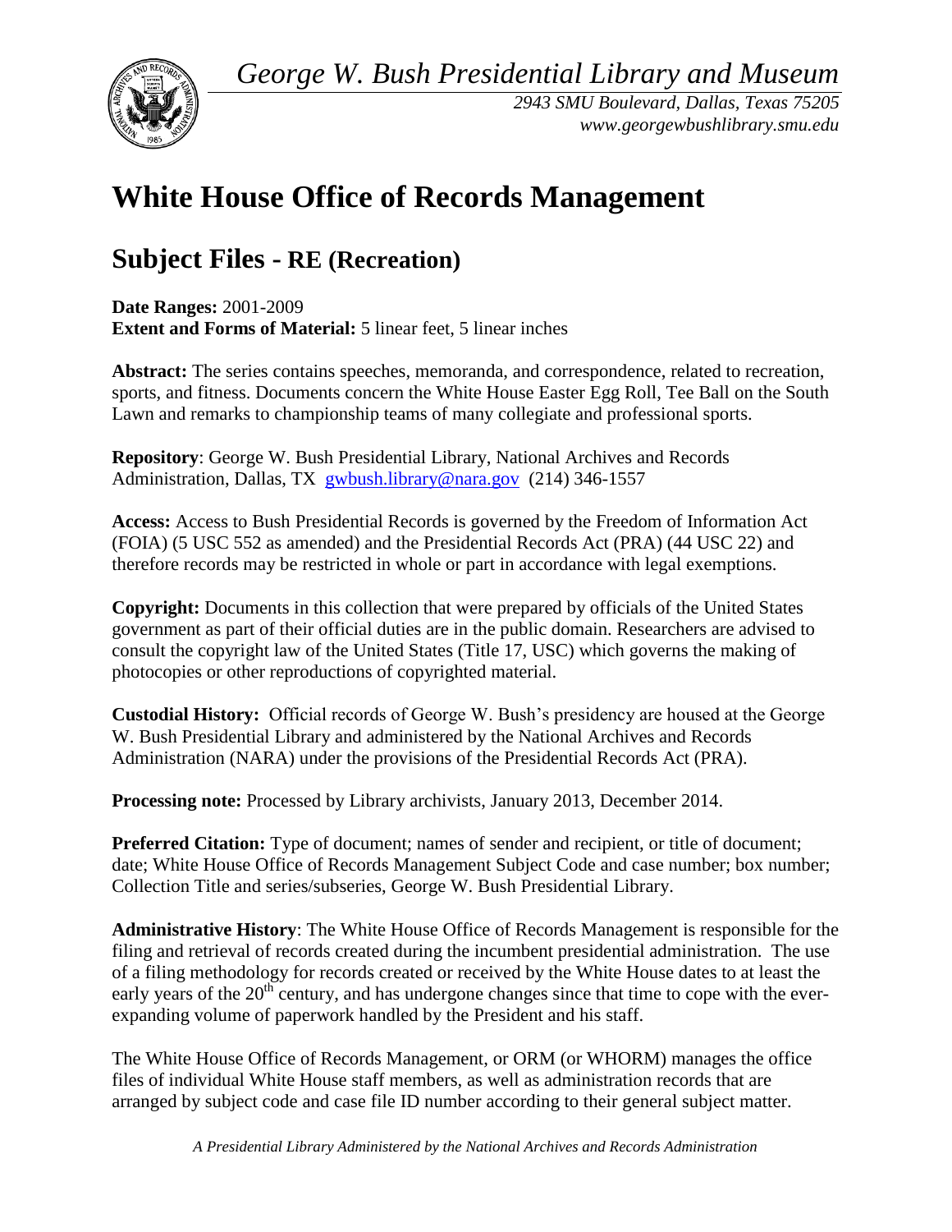*George W. Bush Presidential Library and Museum*

*2943 SMU Boulevard, Dallas, Texas 75205*
*www.georgewbushlibrary.smu.edu*

# White House Office of Records Management

## Subject Files - RE (Recreation)

**Date Ranges:** 2001-2009
**Extent and Forms of Material:** 5 linear feet, 5 linear inches

**Abstract:** The series contains speeches, memoranda, and correspondence, related to recreation, sports, and fitness. Documents concern the White House Easter Egg Roll, Tee Ball on the South Lawn and remarks to championship teams of many collegiate and professional sports.

**Repository**: George W. Bush Presidential Library, National Archives and Records Administration, Dallas, TX gwbush.library@nara.gov (214) 346-1557

**Access:** Access to Bush Presidential Records is governed by the Freedom of Information Act (FOIA) (5 USC 552 as amended) and the Presidential Records Act (PRA) (44 USC 22) and therefore records may be restricted in whole or part in accordance with legal exemptions.

**Copyright:** Documents in this collection that were prepared by officials of the United States government as part of their official duties are in the public domain. Researchers are advised to consult the copyright law of the United States (Title 17, USC) which governs the making of photocopies or other reproductions of copyrighted material.

**Custodial History:** Official records of George W. Bush's presidency are housed at the George W. Bush Presidential Library and administered by the National Archives and Records Administration (NARA) under the provisions of the Presidential Records Act (PRA).

**Processing note:** Processed by Library archivists, January 2013, December 2014.

**Preferred Citation:** Type of document; names of sender and recipient, or title of document; date; White House Office of Records Management Subject Code and case number; box number; Collection Title and series/subseries, George W. Bush Presidential Library.

**Administrative History**: The White House Office of Records Management is responsible for the filing and retrieval of records created during the incumbent presidential administration. The use of a filing methodology for records created or received by the White House dates to at least the early years of the 20th century, and has undergone changes since that time to cope with the ever-expanding volume of paperwork handled by the President and his staff.

The White House Office of Records Management, or ORM (or WHORM) manages the office files of individual White House staff members, as well as administration records that are arranged by subject code and case file ID number according to their general subject matter.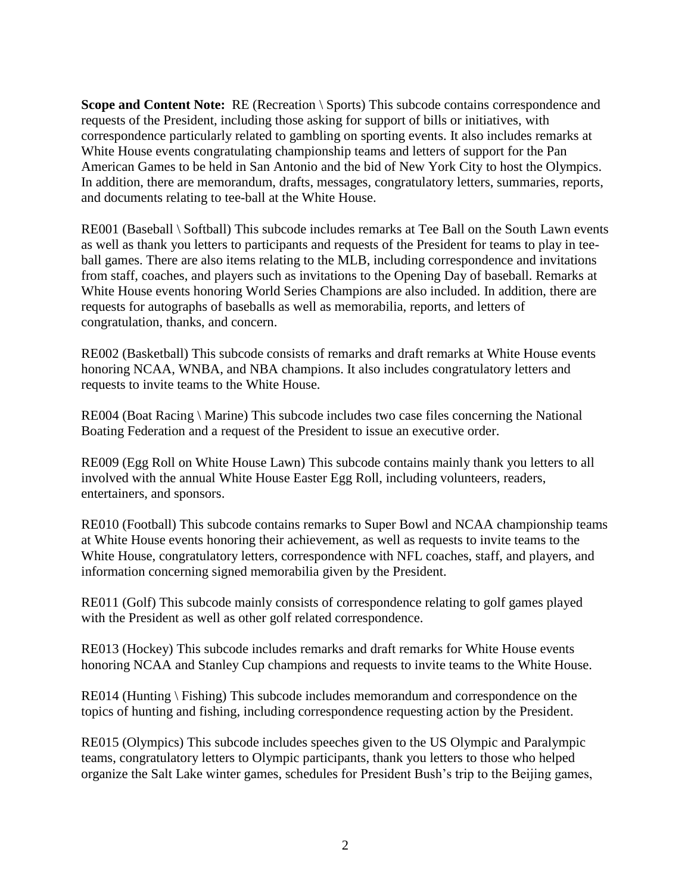**Scope and Content Note:** RE (Recreation \ Sports) This subcode contains correspondence and requests of the President, including those asking for support of bills or initiatives, with correspondence particularly related to gambling on sporting events. It also includes remarks at White House events congratulating championship teams and letters of support for the Pan American Games to be held in San Antonio and the bid of New York City to host the Olympics. In addition, there are memorandum, drafts, messages, congratulatory letters, summaries, reports, and documents relating to tee-ball at the White House.

RE001 (Baseball \ Softball) This subcode includes remarks at Tee Ball on the South Lawn events as well as thank you letters to participants and requests of the President for teams to play in tee-ball games. There are also items relating to the MLB, including correspondence and invitations from staff, coaches, and players such as invitations to the Opening Day of baseball. Remarks at White House events honoring World Series Champions are also included. In addition, there are requests for autographs of baseballs as well as memorabilia, reports, and letters of congratulation, thanks, and concern.

RE002 (Basketball) This subcode consists of remarks and draft remarks at White House events honoring NCAA, WNBA, and NBA champions. It also includes congratulatory letters and requests to invite teams to the White House.

RE004 (Boat Racing \ Marine) This subcode includes two case files concerning the National Boating Federation and a request of the President to issue an executive order.

RE009 (Egg Roll on White House Lawn) This subcode contains mainly thank you letters to all involved with the annual White House Easter Egg Roll, including volunteers, readers, entertainers, and sponsors.

RE010 (Football) This subcode contains remarks to Super Bowl and NCAA championship teams at White House events honoring their achievement, as well as requests to invite teams to the White House, congratulatory letters, correspondence with NFL coaches, staff, and players, and information concerning signed memorabilia given by the President.

RE011 (Golf) This subcode mainly consists of correspondence relating to golf games played with the President as well as other golf related correspondence.

RE013 (Hockey) This subcode includes remarks and draft remarks for White House events honoring NCAA and Stanley Cup champions and requests to invite teams to the White House.

RE014 (Hunting \ Fishing) This subcode includes memorandum and correspondence on the topics of hunting and fishing, including correspondence requesting action by the President.

RE015 (Olympics) This subcode includes speeches given to the US Olympic and Paralympic teams, congratulatory letters to Olympic participants, thank you letters to those who helped organize the Salt Lake winter games, schedules for President Bush's trip to the Beijing games,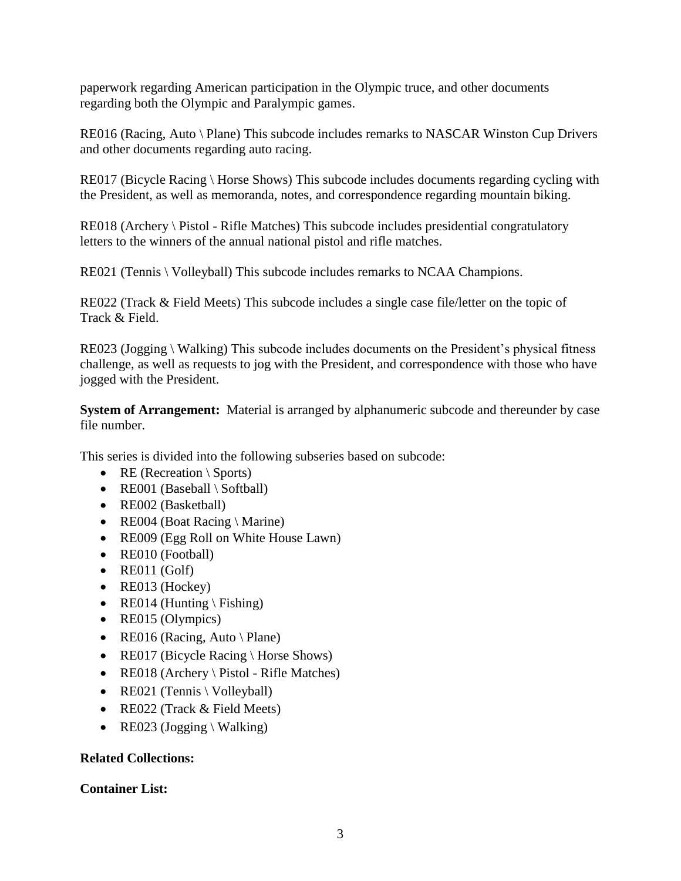paperwork regarding American participation in the Olympic truce, and other documents regarding both the Olympic and Paralympic games.

RE016 (Racing, Auto \ Plane) This subcode includes remarks to NASCAR Winston Cup Drivers and other documents regarding auto racing.

RE017 (Bicycle Racing \ Horse Shows) This subcode includes documents regarding cycling with the President, as well as memoranda, notes, and correspondence regarding mountain biking.

RE018 (Archery \ Pistol - Rifle Matches) This subcode includes presidential congratulatory letters to the winners of the annual national pistol and rifle matches.

RE021 (Tennis \ Volleyball) This subcode includes remarks to NCAA Champions.

RE022 (Track & Field Meets) This subcode includes a single case file/letter on the topic of Track & Field.

RE023 (Jogging \ Walking) This subcode includes documents on the President's physical fitness challenge, as well as requests to jog with the President, and correspondence with those who have jogged with the President.

**System of Arrangement:** Material is arranged by alphanumeric subcode and thereunder by case file number.

This series is divided into the following subseries based on subcode:

- RE (Recreation \ Sports)
- RE001 (Baseball \ Softball)
- RE002 (Basketball)
- RE004 (Boat Racing \ Marine)
- RE009 (Egg Roll on White House Lawn)
- RE010 (Football)
- RE011 (Golf)
- RE013 (Hockey)
- RE014 (Hunting \ Fishing)
- RE015 (Olympics)
- RE016 (Racing, Auto \ Plane)
- RE017 (Bicycle Racing \ Horse Shows)
- RE018 (Archery \ Pistol - Rifle Matches)
- RE021 (Tennis \ Volleyball)
- RE022 (Track & Field Meets)
- RE023 (Jogging \ Walking)

**Related Collections:**

**Container List:**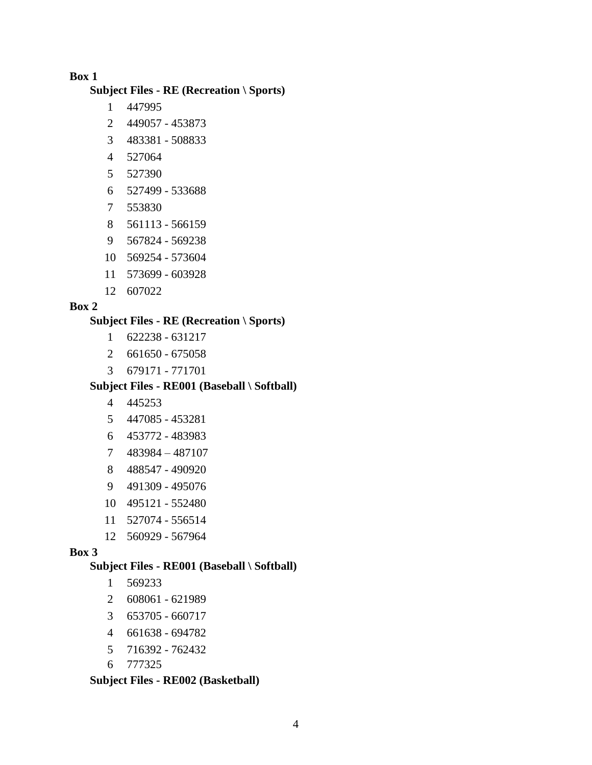**Box 1**

**Subject Files - RE (Recreation \ Sports)**

1 447995

2 449057 - 453873

3 483381 - 508833

4 527064

5 527390

6 527499 - 533688

7 553830

8 561113 - 566159

9 567824 - 569238

10 569254 - 573604

11 573699 - 603928

12 607022

**Box 2**

**Subject Files - RE (Recreation \ Sports)**

1 622238 - 631217

2 661650 - 675058

3 679171 - 771701

**Subject Files - RE001 (Baseball \ Softball)**

4 445253

5 447085 - 453281

6 453772 - 483983

7 483984 – 487107

8 488547 - 490920

9 491309 - 495076

10 495121 - 552480

11 527074 - 556514

12 560929 - 567964

**Box 3**

**Subject Files - RE001 (Baseball \ Softball)**

1 569233

2 608061 - 621989

3 653705 - 660717

4 661638 - 694782

5 716392 - 762432

6 777325

**Subject Files - RE002 (Basketball)**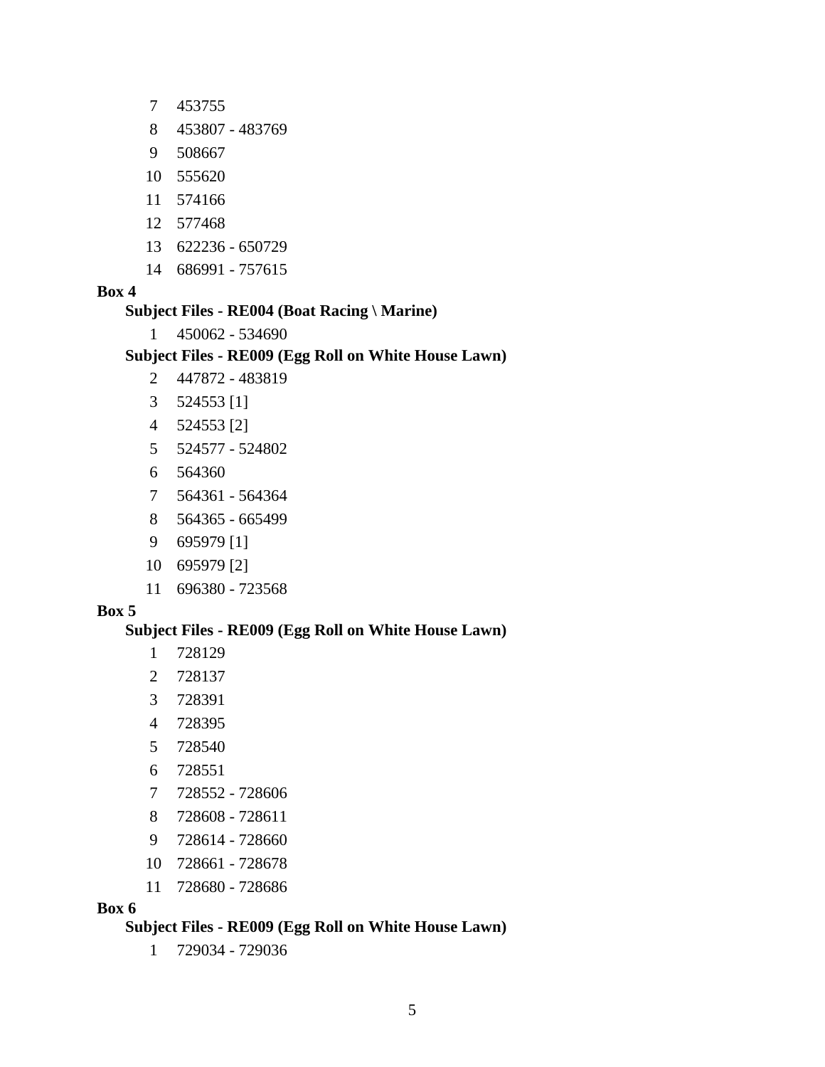7 453755

8 453807 - 483769

9 508667

10 555620

11 574166

12 577468

13 622236 - 650729

14 686991 - 757615

**Box 4**

**Subject Files - RE004 (Boat Racing \ Marine)**

1 450062 - 534690

**Subject Files - RE009 (Egg Roll on White House Lawn)**

2 447872 - 483819

3 524553 [1]

4 524553 [2]

5 524577 - 524802

6 564360

7 564361 - 564364

8 564365 - 665499

9 695979 [1]

10 695979 [2]

11 696380 - 723568

**Box 5**

**Subject Files - RE009 (Egg Roll on White House Lawn)**

1 728129

2 728137

3 728391

4 728395

5 728540

6 728551

7 728552 - 728606

8 728608 - 728611

9 728614 - 728660

10 728661 - 728678

11 728680 - 728686

**Box 6**

**Subject Files - RE009 (Egg Roll on White House Lawn)**

1 729034 - 729036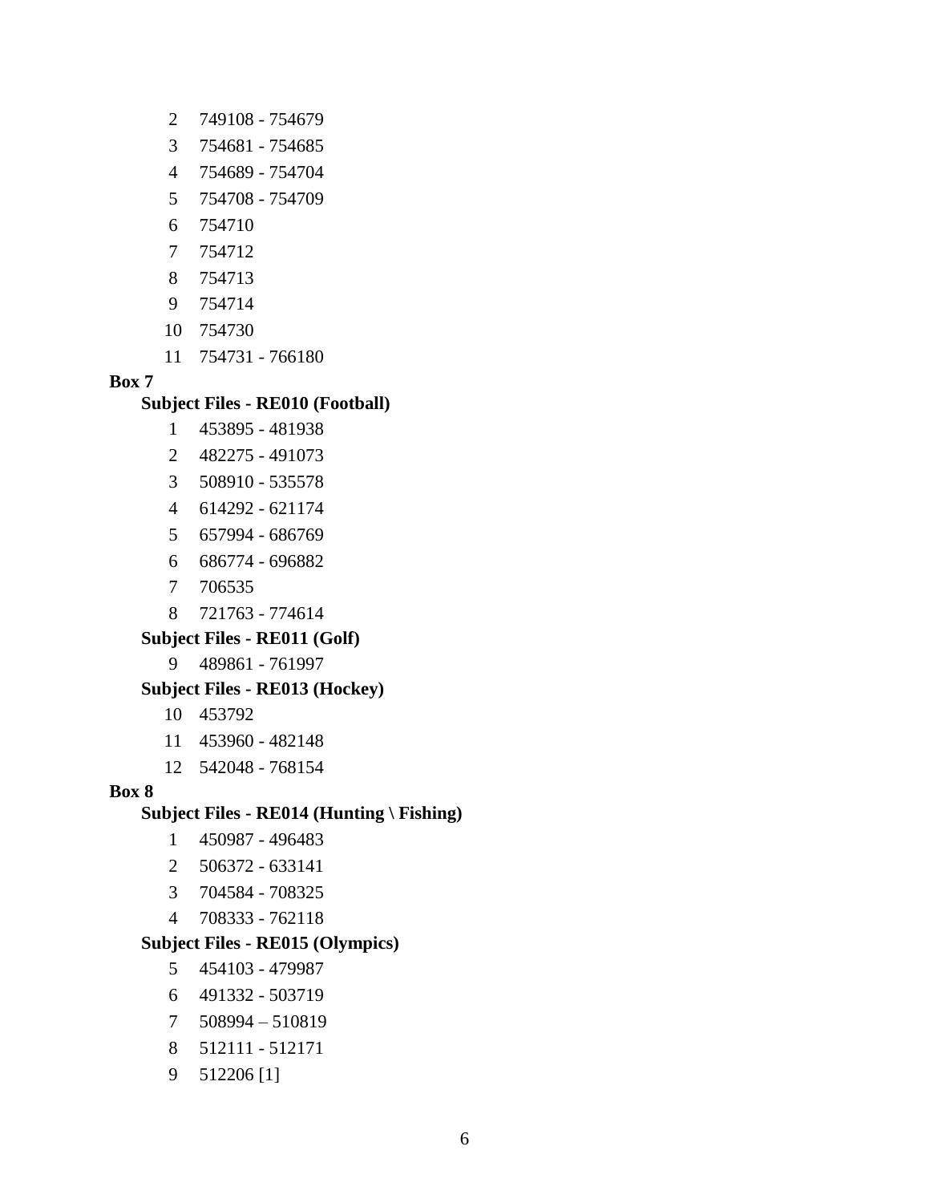2 749108 - 754679

3 754681 - 754685

4 754689 - 754704

5 754708 - 754709

6 754710

7 754712

8 754713

9 754714

10 754730

11 754731 - 766180

**Box 7**

**Subject Files - RE010 (Football)**

1 453895 - 481938

2 482275 - 491073

3 508910 - 535578

4 614292 - 621174

5 657994 - 686769

6 686774 - 696882

7 706535

8 721763 - 774614

**Subject Files - RE011 (Golf)**

9 489861 - 761997

**Subject Files - RE013 (Hockey)**

10 453792

11 453960 - 482148

12 542048 - 768154

**Box 8**

**Subject Files - RE014 (Hunting \ Fishing)**

1 450987 - 496483

2 506372 - 633141

3 704584 - 708325

4 708333 - 762118

**Subject Files - RE015 (Olympics)**

5 454103 - 479987

6 491332 - 503719

7 508994 – 510819

8 512111 - 512171

9 512206 [1]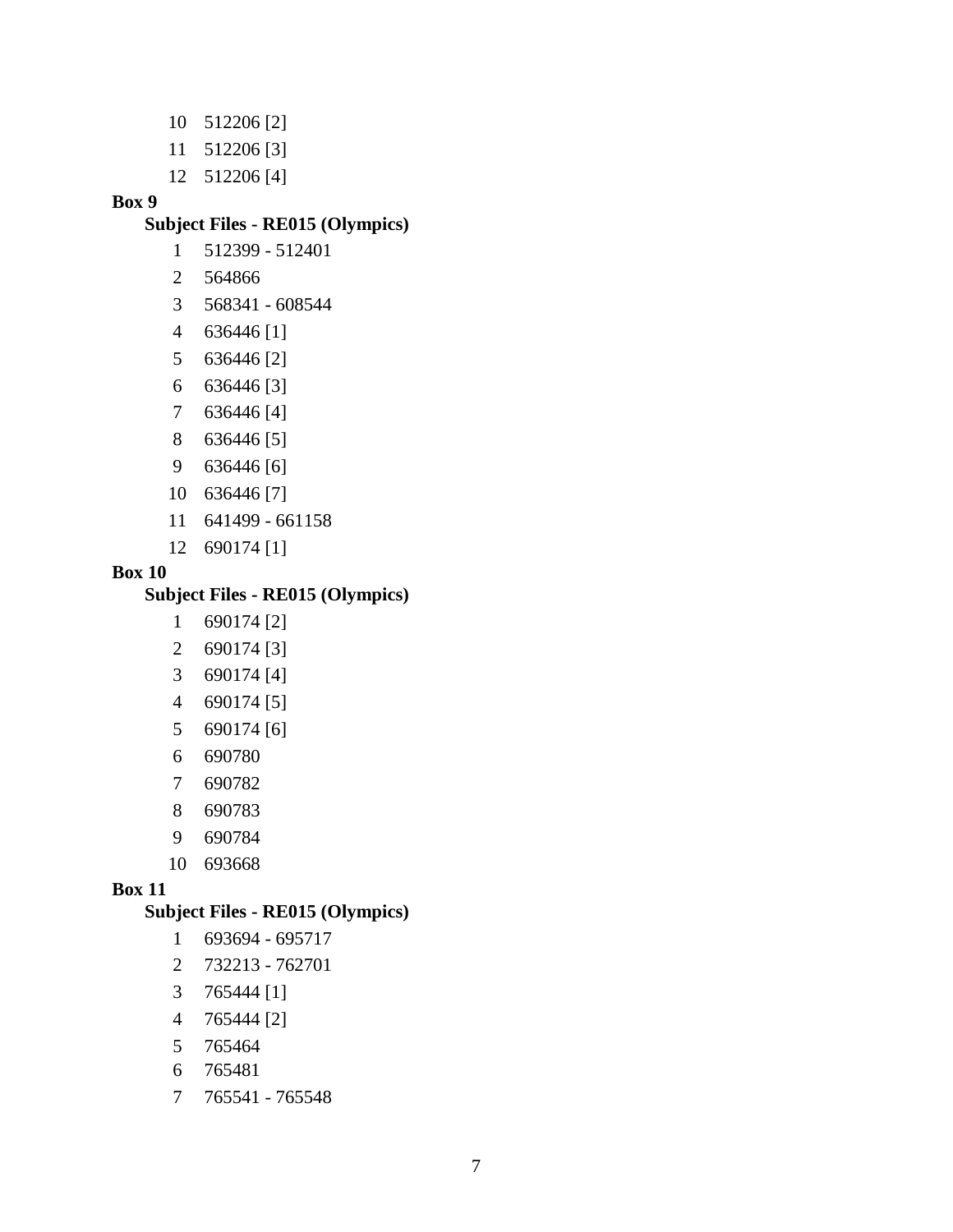10 512206 [2]

11 512206 [3]

12 512206 [4]

**Box 9**

**Subject Files - RE015 (Olympics)**

1 512399 - 512401

2 564866

3 568341 - 608544

4 636446 [1]

5 636446 [2]

6 636446 [3]

7 636446 [4]

8 636446 [5]

9 636446 [6]

10 636446 [7]

11 641499 - 661158

12 690174 [1]

**Box 10**

**Subject Files - RE015 (Olympics)**

1 690174 [2]

2 690174 [3]

3 690174 [4]

4 690174 [5]

5 690174 [6]

6 690780

7 690782

8 690783

9 690784

10 693668

**Box 11**

**Subject Files - RE015 (Olympics)**

1 693694 - 695717

2 732213 - 762701

3 765444 [1]

4 765444 [2]

5 765464

6 765481

7 765541 - 765548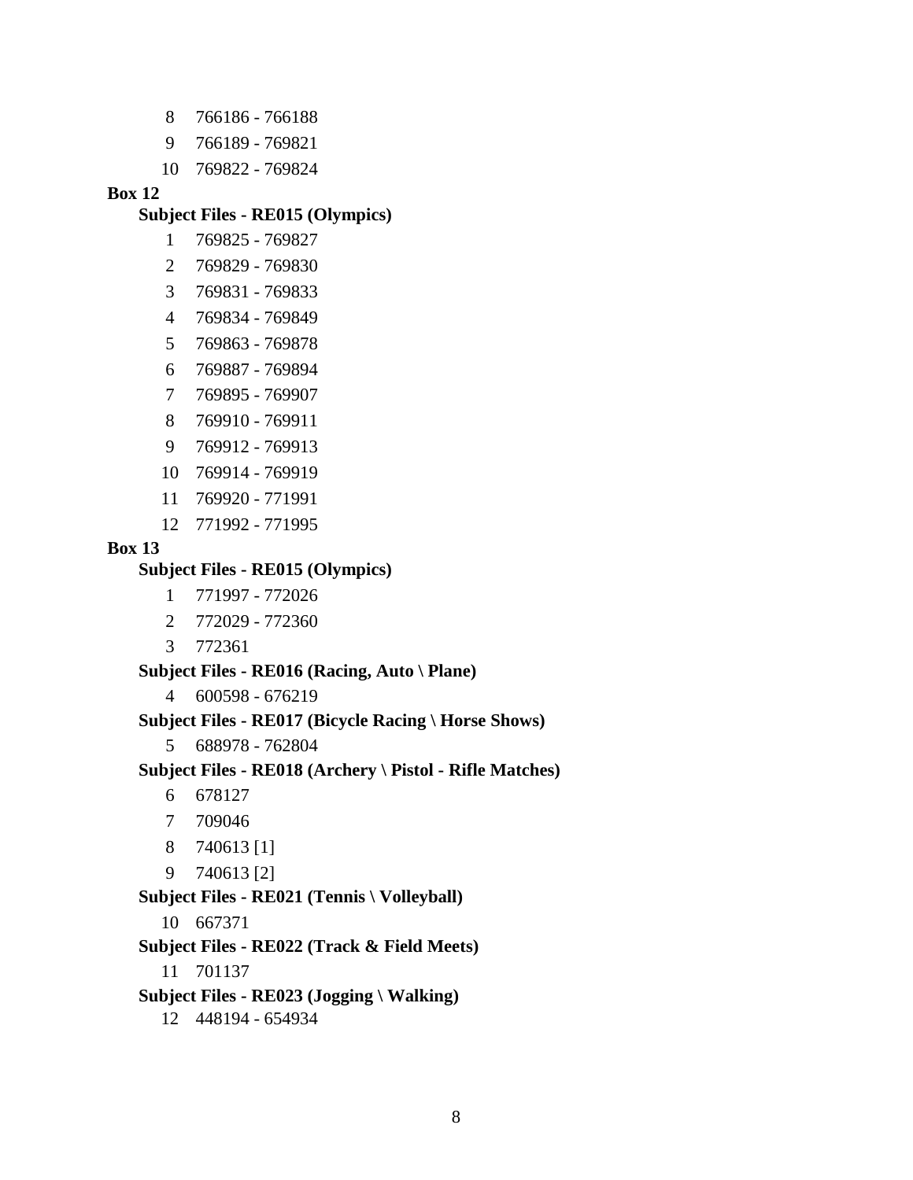8 766186 - 766188

9 766189 - 769821

10 769822 - 769824

**Box 12**

**Subject Files - RE015 (Olympics)**

1 769825 - 769827

2 769829 - 769830

3 769831 - 769833

4 769834 - 769849

5 769863 - 769878

6 769887 - 769894

7 769895 - 769907

8 769910 - 769911

9 769912 - 769913

10 769914 - 769919

11 769920 - 771991

12 771992 - 771995

**Box 13**

**Subject Files - RE015 (Olympics)**

1 771997 - 772026

2 772029 - 772360

3 772361

**Subject Files - RE016 (Racing, Auto \ Plane)**

4 600598 - 676219

**Subject Files - RE017 (Bicycle Racing \ Horse Shows)**

5 688978 - 762804

**Subject Files - RE018 (Archery \ Pistol - Rifle Matches)**

6 678127

7 709046

8 740613 [1]

9 740613 [2]

**Subject Files - RE021 (Tennis \ Volleyball)**

10 667371

**Subject Files - RE022 (Track & Field Meets)**

11 701137

**Subject Files - RE023 (Jogging \ Walking)**

12 448194 - 654934